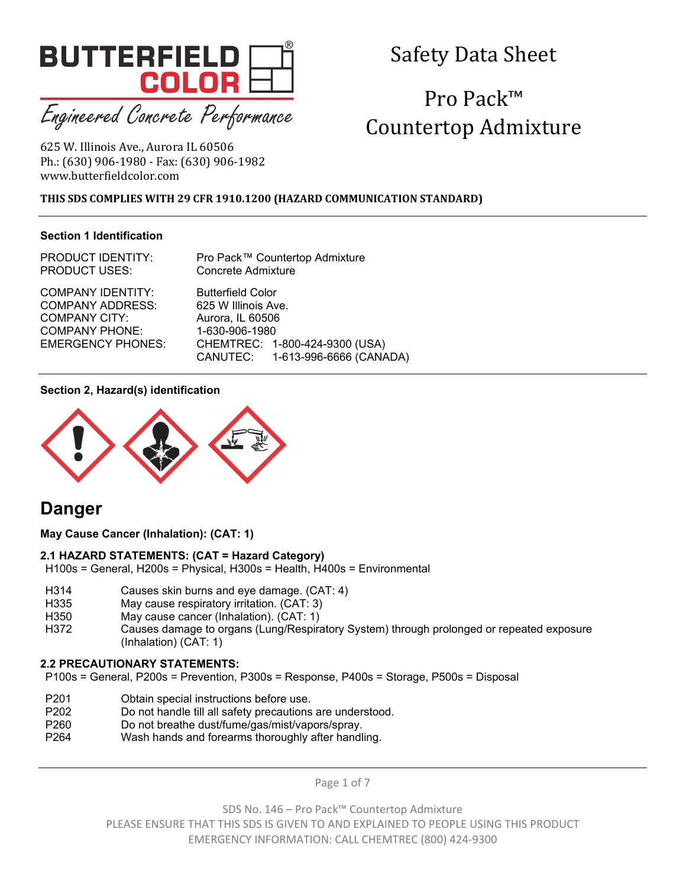BUTTERFIELD COLOR®

*Engineered Concrete Performance*

625 W. Illinois Ave., Aurora IL 60506
Ph.: (630) 906-1980 - Fax: (630) 906-1982
www.butterfieldcolor.com

# Safety Data Sheet

# Pro Pack™ Countertop Admixture

**THIS SDS COMPLIES WITH 29 CFR 1910.1200 (HAZARD COMMUNICATION STANDARD)**

### Section 1 Identification

| | |
|---|---|
| PRODUCT IDENTITY: | Pro Pack™ Countertop Admixture |
| PRODUCT USES: | Concrete Admixture |
| COMPANY IDENTITY: | Butterfield Color |
| COMPANY ADDRESS: | 625 W Illinois Ave. |
| COMPANY CITY: | Aurora, IL 60506 |
| COMPANY PHONE: | 1-630-906-1980 |
| EMERGENCY PHONES: | CHEMTREC: 1-800-424-9300 (USA) |
| | CANUTEC: 1-613-996-6666 (CANADA) |

### Section 2, Hazard(s) identification

## Danger

**May Cause Cancer (Inhalation): (CAT: 1)**

**2.1 HAZARD STATEMENTS: (CAT = Hazard Category)**
H100s = General, H200s = Physical, H300s = Health, H400s = Environmental

| | |
|---|---|
| H314 | Causes skin burns and eye damage. (CAT: 4) |
| H335 | May cause respiratory irritation. (CAT: 3) |
| H350 | May cause cancer (Inhalation). (CAT: 1) |
| H372 | Causes damage to organs (Lung/Respiratory System) through prolonged or repeated exposure (Inhalation) (CAT: 1) |

**2.2 PRECAUTIONARY STATEMENTS:**
P100s = General, P200s = Prevention, P300s = Response, P400s = Storage, P500s = Disposal

| | |
|---|---|
| P201 | Obtain special instructions before use. |
| P202 | Do not handle till all safety precautions are understood. |
| P260 | Do not breathe dust/fume/gas/mist/vapors/spray. |
| P264 | Wash hands and forearms thoroughly after handling. |

SDS No. 146 – Pro Pack™ Countertop Admixture
PLEASE ENSURE THAT THIS SDS IS GIVEN TO AND EXPLAINED TO PEOPLE USING THIS PRODUCT
EMERGENCY INFORMATION: CALL CHEMTREC (800) 424-9300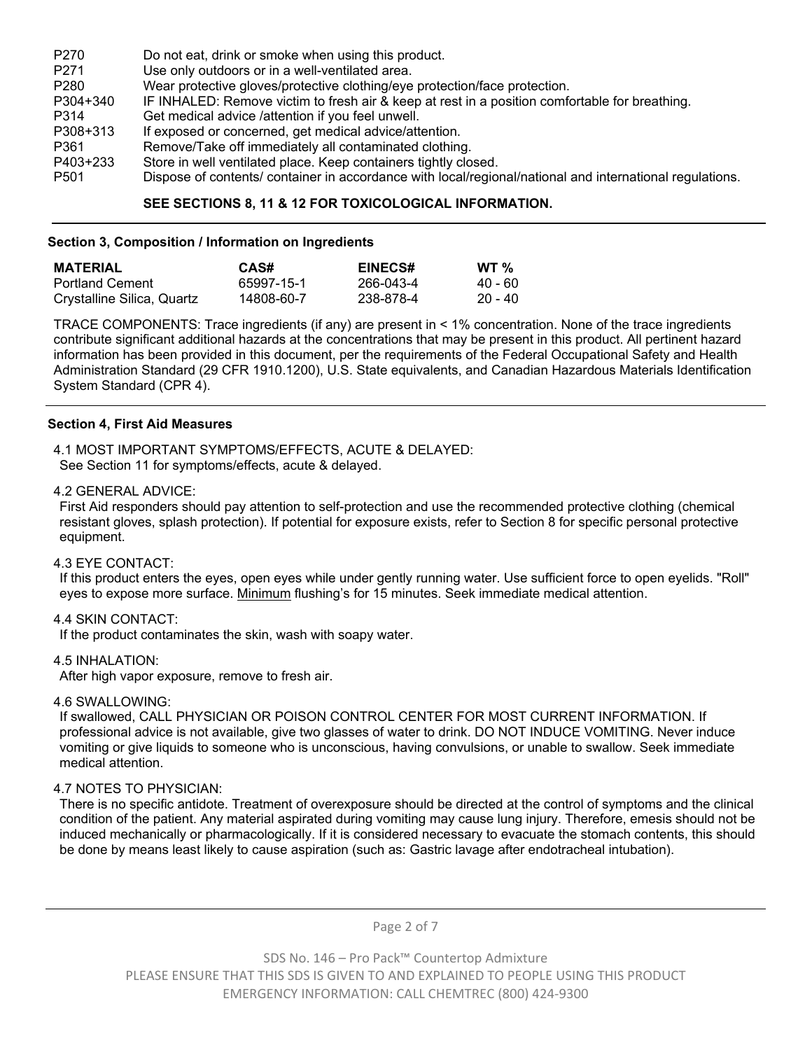| | |
|---|---|
| P270 | Do not eat, drink or smoke when using this product. |
| P271 | Use only outdoors or in a well-ventilated area. |
| P280 | Wear protective gloves/protective clothing/eye protection/face protection. |
| P304+340 | IF INHALED: Remove victim to fresh air & keep at rest in a position comfortable for breathing. |
| P314 | Get medical advice /attention if you feel unwell. |
| P308+313 | If exposed or concerned, get medical advice/attention. |
| P361 | Remove/Take off immediately all contaminated clothing. |
| P403+233 | Store in well ventilated place. Keep containers tightly closed. |
| P501 | Dispose of contents/ container in accordance with local/regional/national and international regulations. |

**SEE SECTIONS 8, 11 & 12 FOR TOXICOLOGICAL INFORMATION.**

## Section 3, Composition / Information on Ingredients

| MATERIAL | CAS# | EINECS# | WT % |
|---|---|---|---|
| Portland Cement | 65997-15-1 | 266-043-4 | 40 - 60 |
| Crystalline Silica, Quartz | 14808-60-7 | 238-878-4 | 20 - 40 |

TRACE COMPONENTS: Trace ingredients (if any) are present in < 1% concentration. None of the trace ingredients contribute significant additional hazards at the concentrations that may be present in this product. All pertinent hazard information has been provided in this document, per the requirements of the Federal Occupational Safety and Health Administration Standard (29 CFR 1910.1200), U.S. State equivalents, and Canadian Hazardous Materials Identification System Standard (CPR 4).

## Section 4, First Aid Measures

4.1 MOST IMPORTANT SYMPTOMS/EFFECTS, ACUTE & DELAYED:
See Section 11 for symptoms/effects, acute & delayed.

4.2 GENERAL ADVICE:
First Aid responders should pay attention to self-protection and use the recommended protective clothing (chemical resistant gloves, splash protection). If potential for exposure exists, refer to Section 8 for specific personal protective equipment.

4.3 EYE CONTACT:
If this product enters the eyes, open eyes while under gently running water. Use sufficient force to open eyelids. "Roll" eyes to expose more surface. Minimum flushing's for 15 minutes. Seek immediate medical attention.

4.4 SKIN CONTACT:
If the product contaminates the skin, wash with soapy water.

4.5 INHALATION:
After high vapor exposure, remove to fresh air.

4.6 SWALLOWING:
If swallowed, CALL PHYSICIAN OR POISON CONTROL CENTER FOR MOST CURRENT INFORMATION. If professional advice is not available, give two glasses of water to drink. DO NOT INDUCE VOMITING. Never induce vomiting or give liquids to someone who is unconscious, having convulsions, or unable to swallow. Seek immediate medical attention.

4.7 NOTES TO PHYSICIAN:
There is no specific antidote. Treatment of overexposure should be directed at the control of symptoms and the clinical condition of the patient. Any material aspirated during vomiting may cause lung injury. Therefore, emesis should not be induced mechanically or pharmacologically. If it is considered necessary to evacuate the stomach contents, this should be done by means least likely to cause aspiration (such as: Gastric lavage after endotracheal intubation).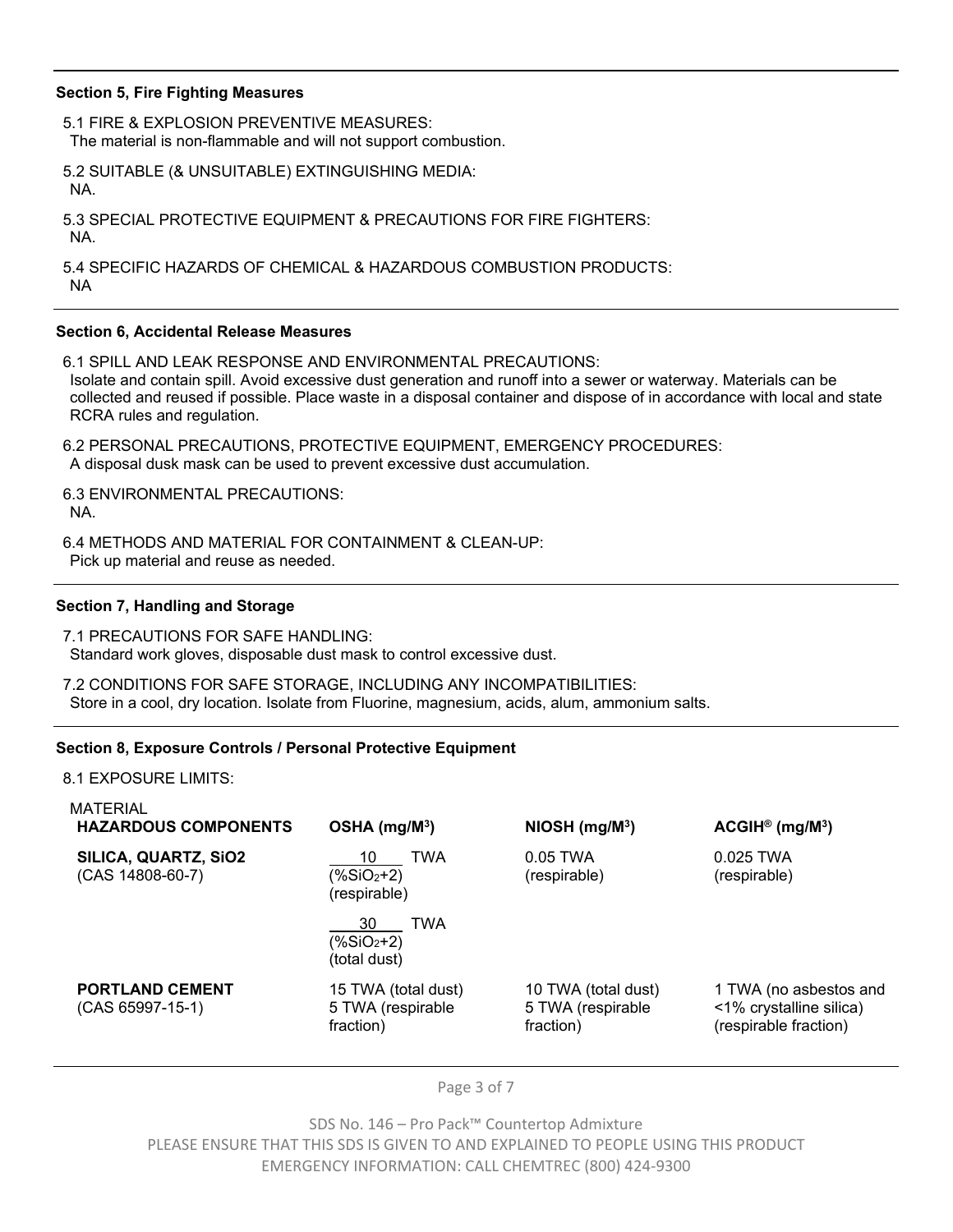### Section 5, Fire Fighting Measures

5.1 FIRE & EXPLOSION PREVENTIVE MEASURES:
The material is non-flammable and will not support combustion.

5.2 SUITABLE (& UNSUITABLE) EXTINGUISHING MEDIA:
NA.

5.3 SPECIAL PROTECTIVE EQUIPMENT & PRECAUTIONS FOR FIRE FIGHTERS:
NA.

5.4 SPECIFIC HAZARDS OF CHEMICAL & HAZARDOUS COMBUSTION PRODUCTS:
NA

### Section 6, Accidental Release Measures

6.1 SPILL AND LEAK RESPONSE AND ENVIRONMENTAL PRECAUTIONS:
Isolate and contain spill. Avoid excessive dust generation and runoff into a sewer or waterway. Materials can be collected and reused if possible. Place waste in a disposal container and dispose of in accordance with local and state RCRA rules and regulation.

6.2 PERSONAL PRECAUTIONS, PROTECTIVE EQUIPMENT, EMERGENCY PROCEDURES:
A disposal dusk mask can be used to prevent excessive dust accumulation.

6.3 ENVIRONMENTAL PRECAUTIONS:
NA.

6.4 METHODS AND MATERIAL FOR CONTAINMENT & CLEAN-UP:
Pick up material and reuse as needed.

### Section 7, Handling and Storage

7.1 PRECAUTIONS FOR SAFE HANDLING:
Standard work gloves, disposable dust mask to control excessive dust.

7.2 CONDITIONS FOR SAFE STORAGE, INCLUDING ANY INCOMPATIBILITIES:
Store in a cool, dry location. Isolate from Fluorine, magnesium, acids, alum, ammonium salts.

### Section 8, Exposure Controls / Personal Protective Equipment

8.1 EXPOSURE LIMITS:

| MATERIAL **HAZARDOUS COMPONENTS** | **OSHA ($mg/M^3$)** | **NIOSH ($mg/M^3$)** | **ACGIH® ($mg/M^3$)** |
|---|---|---|---|
| **SILICA, QUARTZ, SiO2** (CAS 14808-60-7) | $\frac{10}{(\%SiO_2+2)}$ TWA (respirable)<br>$\frac{30}{(\%SiO_2+2)}$ TWA (total dust) | 0.05 TWA (respirable) | 0.025 TWA (respirable) |
| **PORTLAND CEMENT** (CAS 65997-15-1) | 15 TWA (total dust) 5 TWA (respirable fraction) | 10 TWA (total dust) 5 TWA (respirable fraction) | 1 TWA (no asbestos and <1% crystalline silica) (respirable fraction) |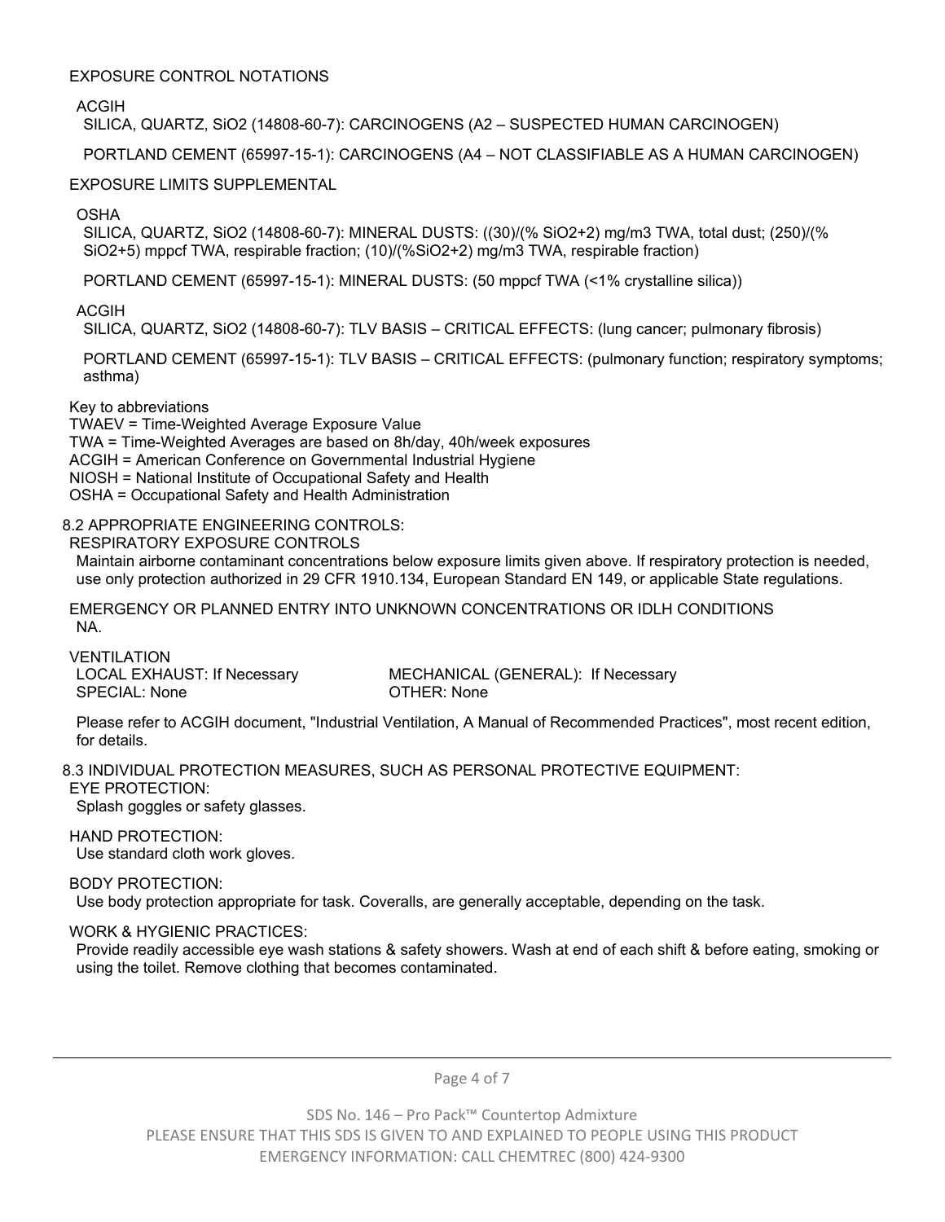EXPOSURE CONTROL NOTATIONS

ACGIH

SILICA, QUARTZ, $SiO_2$ (14808-60-7): CARCINOGENS (A2 – SUSPECTED HUMAN CARCINOGEN)

PORTLAND CEMENT (65997-15-1): CARCINOGENS (A4 – NOT CLASSIFIABLE AS A HUMAN CARCINOGEN)

EXPOSURE LIMITS SUPPLEMENTAL

OSHA

SILICA, QUARTZ, $SiO_2$ (14808-60-7): MINERAL DUSTS: ((30)/(% $SiO_2$+2) mg/m3 TWA, total dust; (250)/(% $SiO_2$+5) mppcf TWA, respirable fraction; (10)/(%$SiO_2$+2) mg/m3 TWA, respirable fraction)

PORTLAND CEMENT (65997-15-1): MINERAL DUSTS: (50 mppcf TWA (<1% crystalline silica))

ACGIH

SILICA, QUARTZ, $SiO_2$ (14808-60-7): TLV BASIS – CRITICAL EFFECTS: (lung cancer; pulmonary fibrosis)

PORTLAND CEMENT (65997-15-1): TLV BASIS – CRITICAL EFFECTS: (pulmonary function; respiratory symptoms; asthma)

Key to abbreviations

TWAEV = Time-Weighted Average Exposure Value
TWA = Time-Weighted Averages are based on 8h/day, 40h/week exposures
ACGIH = American Conference on Governmental Industrial Hygiene
NIOSH = National Institute of Occupational Safety and Health
OSHA = Occupational Safety and Health Administration

## 8.2 APPROPRIATE ENGINEERING CONTROLS:

RESPIRATORY EXPOSURE CONTROLS

Maintain airborne contaminant concentrations below exposure limits given above. If respiratory protection is needed, use only protection authorized in 29 CFR 1910.134, European Standard EN 149, or applicable State regulations.

EMERGENCY OR PLANNED ENTRY INTO UNKNOWN CONCENTRATIONS OR IDLH CONDITIONS

NA.

VENTILATION

LOCAL EXHAUST: If Necessary
MECHANICAL (GENERAL): If Necessary
SPECIAL: None
OTHER: None

Please refer to ACGIH document, "Industrial Ventilation, A Manual of Recommended Practices", most recent edition, for details.

## 8.3 INDIVIDUAL PROTECTION MEASURES, SUCH AS PERSONAL PROTECTIVE EQUIPMENT:

EYE PROTECTION:

Splash goggles or safety glasses.

HAND PROTECTION:

Use standard cloth work gloves.

BODY PROTECTION:

Use body protection appropriate for task. Coveralls, are generally acceptable, depending on the task.

WORK & HYGIENIC PRACTICES:

Provide readily accessible eye wash stations & safety showers. Wash at end of each shift & before eating, smoking or using the toilet. Remove clothing that becomes contaminated.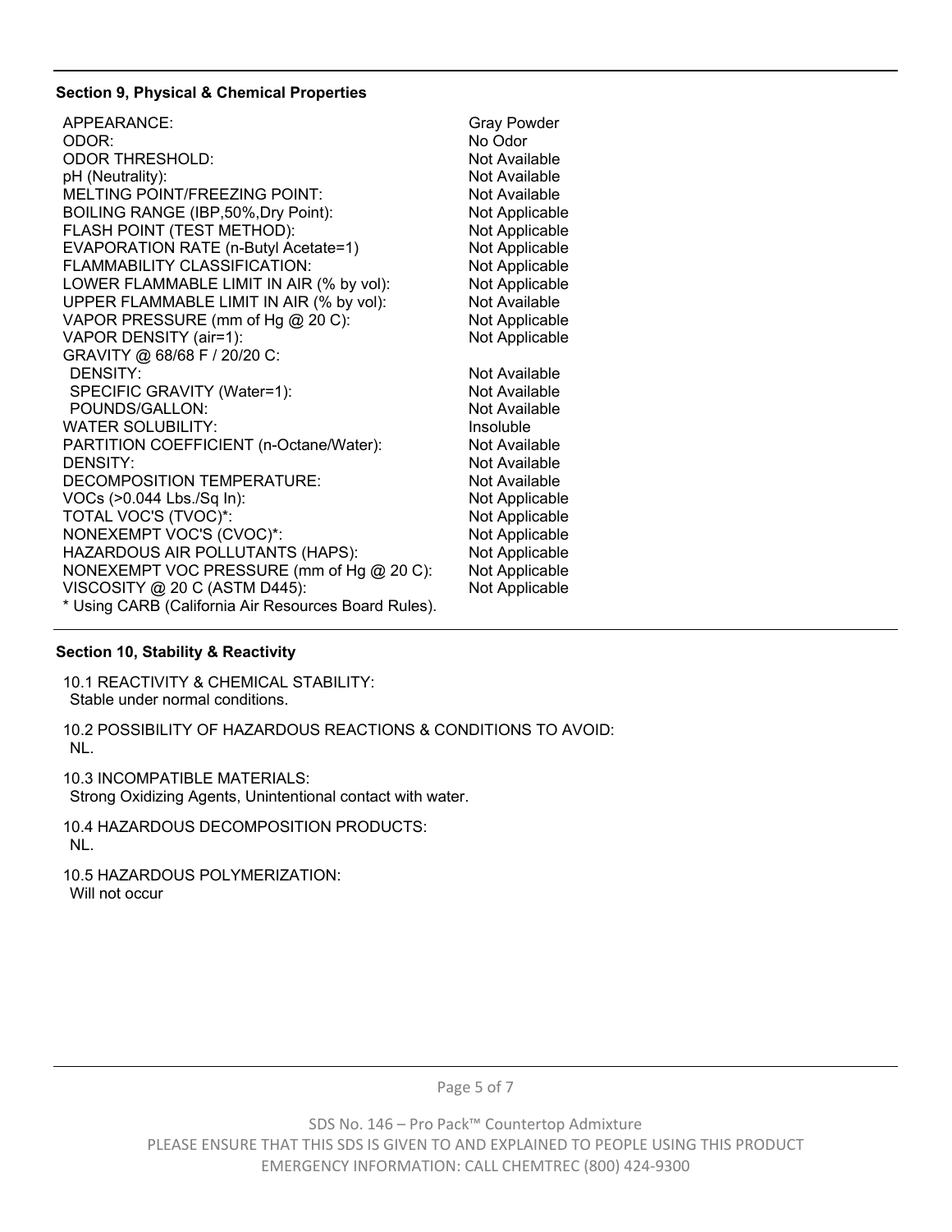### Section 9, Physical & Chemical Properties

| Property | Value |
|---|---|
| APPEARANCE: | Gray Powder |
| ODOR: | No Odor |
| ODOR THRESHOLD: | Not Available |
| pH (Neutrality): | Not Available |
| MELTING POINT/FREEZING POINT: | Not Available |
| BOILING RANGE (IBP,50%,Dry Point): | Not Applicable |
| FLASH POINT (TEST METHOD): | Not Applicable |
| EVAPORATION RATE (n-Butyl Acetate=1) | Not Applicable |
| FLAMMABILITY CLASSIFICATION: | Not Applicable |
| LOWER FLAMMABLE LIMIT IN AIR (% by vol): | Not Applicable |
| UPPER FLAMMABLE LIMIT IN AIR (% by vol): | Not Available |
| VAPOR PRESSURE (mm of Hg @ 20 C): | Not Applicable |
| VAPOR DENSITY (air=1): | Not Applicable |
| GRAVITY @ 68/68 F / 20/20 C: | |
| DENSITY: | Not Available |
| SPECIFIC GRAVITY (Water=1): | Not Available |
| POUNDS/GALLON: | Not Available |
| WATER SOLUBILITY: | Insoluble |
| PARTITION COEFFICIENT (n-Octane/Water): | Not Available |
| DENSITY: | Not Available |
| DECOMPOSITION TEMPERATURE: | Not Available |
| VOCs (>0.044 Lbs./Sq In): | Not Applicable |
| TOTAL VOC'S (TVOC)*: | Not Applicable |
| NONEXEMPT VOC'S (CVOC)*: | Not Applicable |
| HAZARDOUS AIR POLLUTANTS (HAPS): | Not Applicable |
| NONEXEMPT VOC PRESSURE (mm of Hg @ 20 C): | Not Applicable |
| VISCOSITY @ 20 C (ASTM D445): | Not Applicable |

* Using CARB (California Air Resources Board Rules).

### Section 10, Stability & Reactivity

10.1 REACTIVITY & CHEMICAL STABILITY:
Stable under normal conditions.

10.2 POSSIBILITY OF HAZARDOUS REACTIONS & CONDITIONS TO AVOID:
NL.

10.3 INCOMPATIBLE MATERIALS:
Strong Oxidizing Agents, Unintentional contact with water.

10.4 HAZARDOUS DECOMPOSITION PRODUCTS:
NL.

10.5 HAZARDOUS POLYMERIZATION:
Will not occur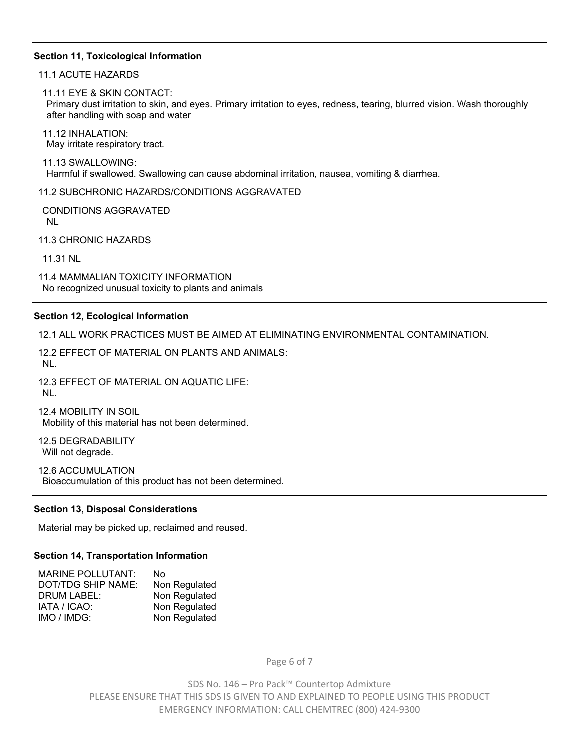### Section 11, Toxicological Information

11.1 ACUTE HAZARDS

11.11 EYE & SKIN CONTACT:
Primary dust irritation to skin, and eyes. Primary irritation to eyes, redness, tearing, blurred vision. Wash thoroughly after handling with soap and water

11.12 INHALATION:
May irritate respiratory tract.

11.13 SWALLOWING:
Harmful if swallowed. Swallowing can cause abdominal irritation, nausea, vomiting & diarrhea.

11.2 SUBCHRONIC HAZARDS/CONDITIONS AGGRAVATED

CONDITIONS AGGRAVATED
NL

11.3 CHRONIC HAZARDS

11.31 NL

11.4 MAMMALIAN TOXICITY INFORMATION
No recognized unusual toxicity to plants and animals

### Section 12, Ecological Information

12.1 ALL WORK PRACTICES MUST BE AIMED AT ELIMINATING ENVIRONMENTAL CONTAMINATION.

12.2 EFFECT OF MATERIAL ON PLANTS AND ANIMALS:
NL.

12.3 EFFECT OF MATERIAL ON AQUATIC LIFE:
NL.

12.4 MOBILITY IN SOIL
Mobility of this material has not been determined.

12.5 DEGRADABILITY
Will not degrade.

12.6 ACCUMULATION
Bioaccumulation of this product has not been determined.

### Section 13, Disposal Considerations

Material may be picked up, reclaimed and reused.

### Section 14, Transportation Information

| | |
|---|---|
| MARINE POLLUTANT: | No |
| DOT/TDG SHIP NAME: | Non Regulated |
| DRUM LABEL: | Non Regulated |
| IATA / ICAO: | Non Regulated |
| IMO / IMDG: | Non Regulated |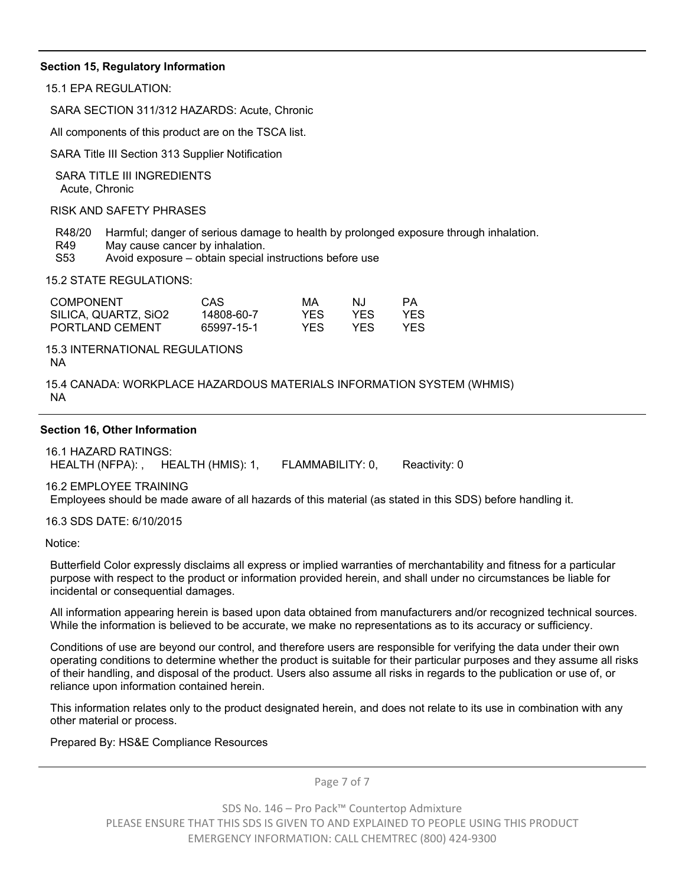## Section 15, Regulatory Information

15.1 EPA REGULATION:

SARA SECTION 311/312 HAZARDS: Acute, Chronic

All components of this product are on the TSCA list.

SARA Title III Section 313 Supplier Notification

SARA TITLE III INGREDIENTS
Acute, Chronic

RISK AND SAFETY PHRASES

| | |
|---|---|
| R48/20 | Harmful; danger of serious damage to health by prolonged exposure through inhalation. |
| R49 | May cause cancer by inhalation. |
| S53 | Avoid exposure – obtain special instructions before use |

15.2 STATE REGULATIONS:

| COMPONENT | CAS | MA | NJ | PA |
|---|---|---|---|---|
| SILICA, QUARTZ, $SiO_2$ | 14808-60-7 | YES | YES | YES |
| PORTLAND CEMENT | 65997-15-1 | YES | YES | YES |

15.3 INTERNATIONAL REGULATIONS
NA

15.4 CANADA: WORKPLACE HAZARDOUS MATERIALS INFORMATION SYSTEM (WHMIS)
NA

## Section 16, Other Information

16.1 HAZARD RATINGS:
HEALTH (NFPA): , HEALTH (HMIS): 1, FLAMMABILITY: 0, Reactivity: 0

16.2 EMPLOYEE TRAINING
Employees should be made aware of all hazards of this material (as stated in this SDS) before handling it.

16.3 SDS DATE: 6/10/2015

Notice:

Butterfield Color expressly disclaims all express or implied warranties of merchantability and fitness for a particular purpose with respect to the product or information provided herein, and shall under no circumstances be liable for incidental or consequential damages.

All information appearing herein is based upon data obtained from manufacturers and/or recognized technical sources. While the information is believed to be accurate, we make no representations as to its accuracy or sufficiency.

Conditions of use are beyond our control, and therefore users are responsible for verifying the data under their own operating conditions to determine whether the product is suitable for their particular purposes and they assume all risks of their handling, and disposal of the product. Users also assume all risks in regards to the publication or use of, or reliance upon information contained herein.

This information relates only to the product designated herein, and does not relate to its use in combination with any other material or process.

Prepared By: HS&E Compliance Resources